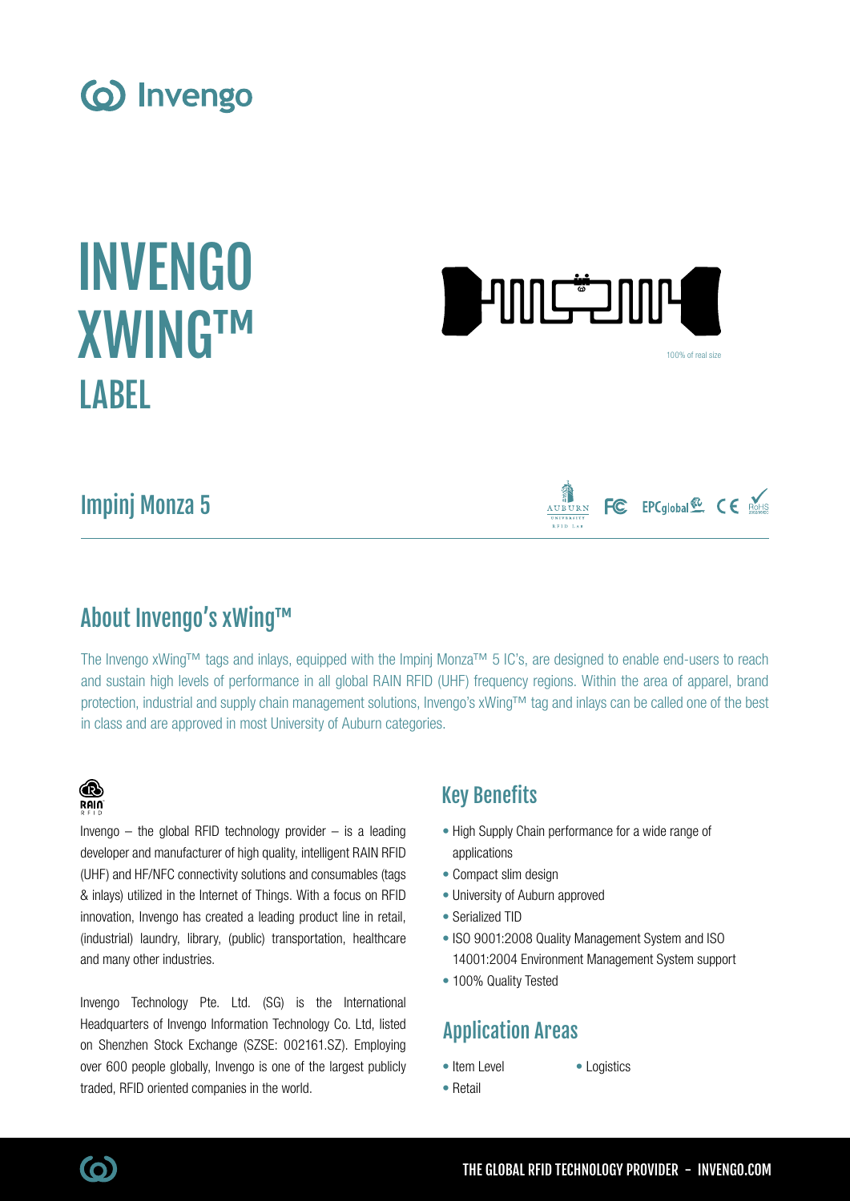# INVENGO XWING™ LABEL

100% of real size

## Impinj Monza 5

## About Invengo's xWing™

The Invengo xWing™ tags and inlays, equipped with the Impinj Monza™ 5 IC's, are designed to enable end-users to reach and sustain high levels of performance in all global RAIN RFID (UHF) frequency regions. Within the area of apparel, brand protection, industrial and supply chain management solutions, Invengo's xWing™ tag and inlays can be called one of the best in class and are approved in most University of Auburn categories.

Invengo – the global RFID technology provider – is a leading developer and manufacturer of high quality, intelligent RAIN RFID (UHF) and HF/NFC connectivity solutions and consumables (tags & inlays) utilized in the Internet of Things. With a focus on RFID innovation, Invengo has created a leading product line in retail, (industrial) laundry, library, (public) transportation, healthcare and many other industries.

Invengo Technology Pte. Ltd. (SG) is the International Headquarters of Invengo Information Technology Co. Ltd, listed on Shenzhen Stock Exchange (SZSE: 002161.SZ). Employing over 600 people globally, Invengo is one of the largest publicly traded, RFID oriented companies in the world.

## Key Benefits

- High Supply Chain performance for a wide range of applications
- Compact slim design
- University of Auburn approved
- Serialized TID
- ISO 9001:2008 Quality Management System and ISO 14001:2004 Environment Management System support
- 100% Quality Tested

## Application Areas

- Item Level
- Logistics
- Retail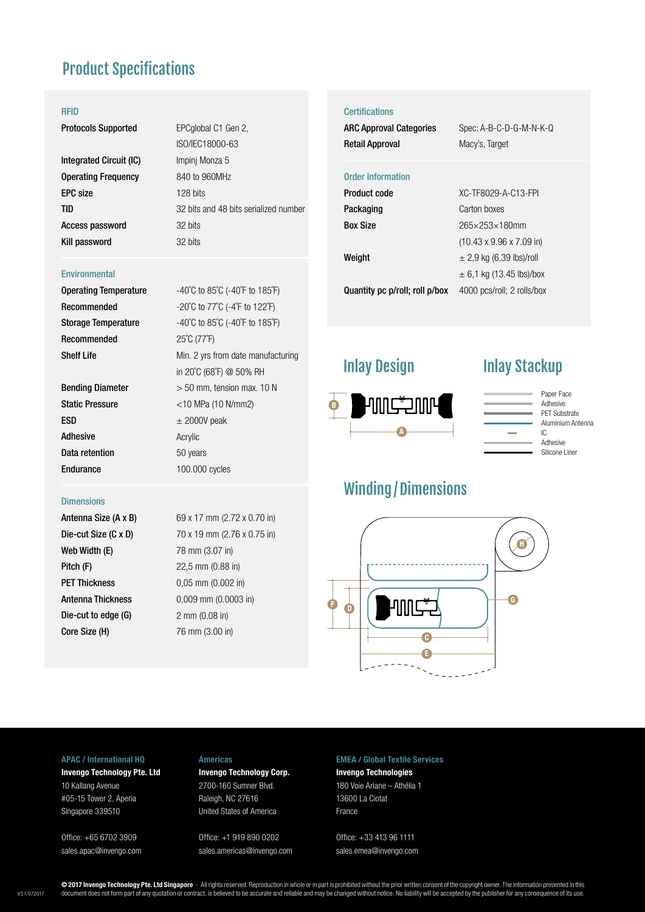# Product Specifications

## RFID

| | |
|---|---|
| **Protocols Supported** | EPCglobal C1 Gen 2, ISO/IEC18000-63 |
| **Integrated Circuit (IC)** | Impinj Monza 5 |
| **Operating Frequency** | 840 to 960MHz |
| **EPC size** | 128 bits |
| **TID** | 32 bits and 48 bits serialized number |
| **Access password** | 32 bits |
| **Kill password** | 32 bits |

## Environmental

| | |
|---|---|
| **Operating Temperature** | -40˚C to 85˚C (-40˚F to 185˚F) |
| **Recommended** | -20˚C to 77˚C (-4˚F to 122˚F) |
| **Storage Temperature** | -40˚C to 85˚C (-40˚F to 185˚F) |
| **Recommended** | 25˚C (77˚F) |
| **Shelf Life** | Min. 2 yrs from date manufacturing in 20˚C (68˚F) @ 50% RH |
| **Bending Diameter** | > 50 mm, tension max. 10 N |
| **Static Pressure** | <10 MPa (10 N/mm2) |
| **ESD** | ± 2000V peak |
| **Adhesive** | Acrylic |
| **Data retention** | 50 years |
| **Endurance** | 100.000 cycles |

## Dimensions

| | |
|---|---|
| **Antenna Size (A x B)** | 69 x 17 mm (2.72 x 0.70 in) |
| **Die-cut Size (C x D)** | 70 x 19 mm (2.76 x 0.75 in) |
| **Web Width (E)** | 78 mm (3.07 in) |
| **Pitch (F)** | 22,5 mm (0.88 in) |
| **PET Thickness** | 0,05 mm (0.002 in) |
| **Antenna Thickness** | 0,009 mm (0.0003 in) |
| **Die-cut to edge (G)** | 2 mm (0.08 in) |
| **Core Size (H)** | 76 mm (3.00 in) |

## Certifications

| | |
|---|---|
| **ARC Approval Categories** | Spec: A-B-C-D-G-M-N-K-Q |
| **Retail Approval** | Macy's, Target |

## Order Information

| | |
|---|---|
| **Product code** | XC-TF8029-A-C13-FPI |
| **Packaging** | Carton boxes |
| **Box Size** | 265×253×180mm (10.43 x 9.96 x 7.09 in) |
| **Weight** | ± 2,9 kg (6.39 lbs)/roll ± 6,1 kg (13.45 lbs)/box |
| **Quantity pc p/roll; roll p/box** | 4000 pcs/roll; 2 rolls/box |

## Inlay Design

B
A

## Inlay Stackup

Paper Face
Adhesive
PET Substrate
Aluminium Antenna
IC
Adhesive
Silicone Liner

## Winding / Dimensions

H
F
D
G
C
E

---

**APAC / International HQ**
**Invengo Technology Pte. Ltd**
10 Kallang Avenue
#05-15 Tower 2, Aperia
Singapore 339510

Office: +65 6702 3909
sales.apac@invengo.com

**Americas**
**Invengo Technology Corp.**
2700-160 Sumner Blvd.
Raleigh, NC 27616
United States of America

Office: +1 919 890 0202
sales.americas@invengo.com

**EMEA / Global Textile Services**
**Invengo Technologies**
180 Voie Ariane – Athélia 1
13600 La Ciotat
France

Office: +33 413 96 1111
sales.emea@invengo.com

**© 2017 Invengo Technology Pte. Ltd Singapore** - All rights reserved. Reproduction in whole or in part is prohibited without the prior written consent of the copyright owner. The information presented in this document does not form part of any quotation or contract, is believed to be accurate and reliable and may be changed without notice. No liability will be accepted by the publisher for any consequence of its use.

V3.1/072017